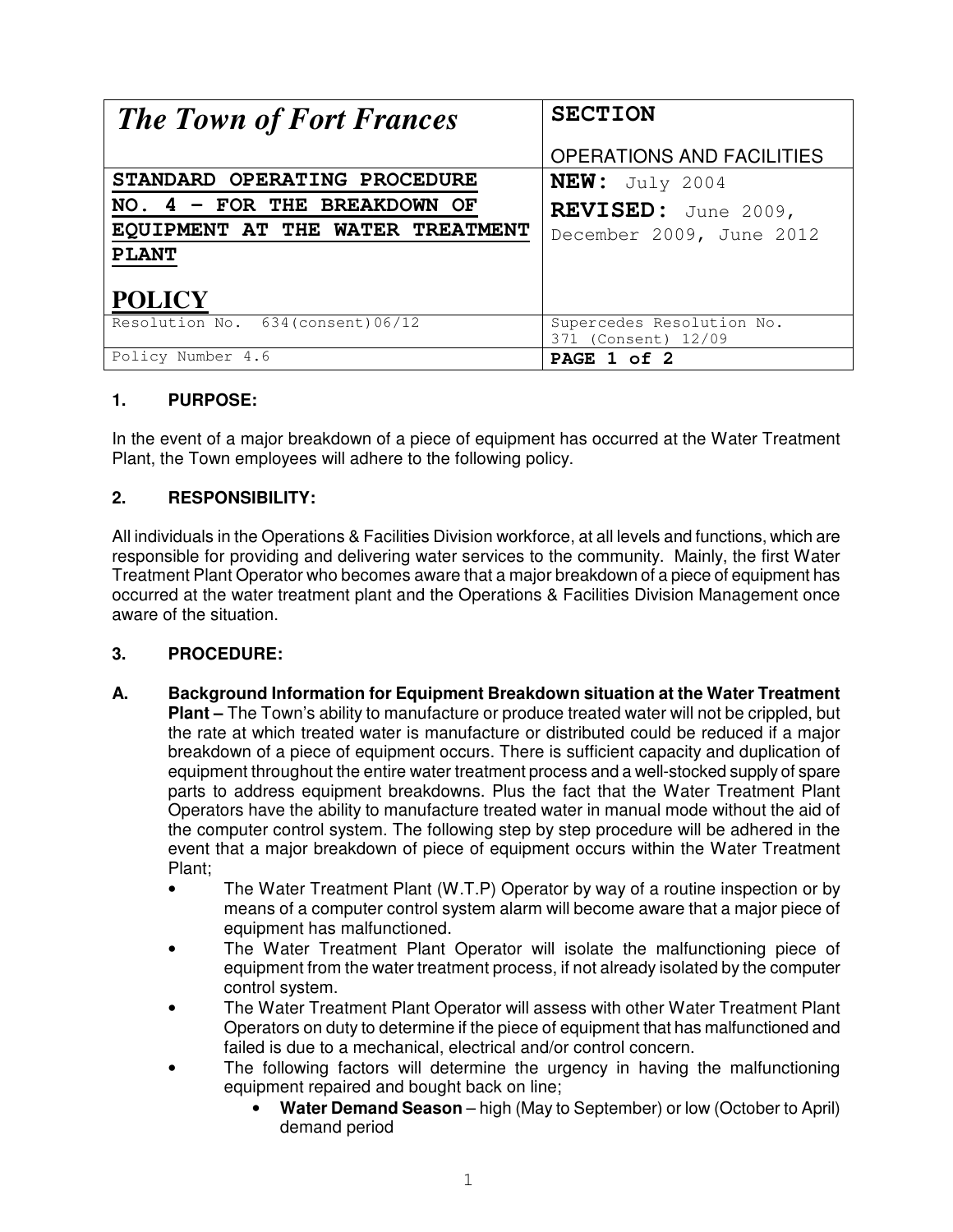| *The Town of Fort Frances* | **SECTION**<br><br>OPERATIONS AND FACILITIES |
|---|---|
| **STANDARD OPERATING PROCEDURE NO. 4 – FOR THE BREAKDOWN OF EQUIPMENT AT THE WATER TREATMENT PLANT**<br><br>**POLICY** | **NEW:** July 2004<br>**REVISED:** June 2009, December 2009, June 2012 |
| Resolution No. 634(consent)06/12 | Supercedes Resolution No. 371 (Consent) 12/09 |
| Policy Number 4.6 | **PAGE 1 of 2** |

## 1. PURPOSE:

In the event of a major breakdown of a piece of equipment has occurred at the Water Treatment Plant, the Town employees will adhere to the following policy.

## 2. RESPONSIBILITY:

All individuals in the Operations & Facilities Division workforce, at all levels and functions, which are responsible for providing and delivering water services to the community. Mainly, the first Water Treatment Plant Operator who becomes aware that a major breakdown of a piece of equipment has occurred at the water treatment plant and the Operations & Facilities Division Management once aware of the situation.

## 3. PROCEDURE:

**A. Background Information for Equipment Breakdown situation at the Water Treatment Plant –** The Town's ability to manufacture or produce treated water will not be crippled, but the rate at which treated water is manufacture or distributed could be reduced if a major breakdown of a piece of equipment occurs. There is sufficient capacity and duplication of equipment throughout the entire water treatment process and a well-stocked supply of spare parts to address equipment breakdowns. Plus the fact that the Water Treatment Plant Operators have the ability to manufacture treated water in manual mode without the aid of the computer control system. The following step by step procedure will be adhered in the event that a major breakdown of piece of equipment occurs within the Water Treatment Plant;

- The Water Treatment Plant (W.T.P) Operator by way of a routine inspection or by means of a computer control system alarm will become aware that a major piece of equipment has malfunctioned.
- The Water Treatment Plant Operator will isolate the malfunctioning piece of equipment from the water treatment process, if not already isolated by the computer control system.
- The Water Treatment Plant Operator will assess with other Water Treatment Plant Operators on duty to determine if the piece of equipment that has malfunctioned and failed is due to a mechanical, electrical and/or control concern.
- The following factors will determine the urgency in having the malfunctioning equipment repaired and bought back on line;
  - **Water Demand Season** – high (May to September) or low (October to April) demand period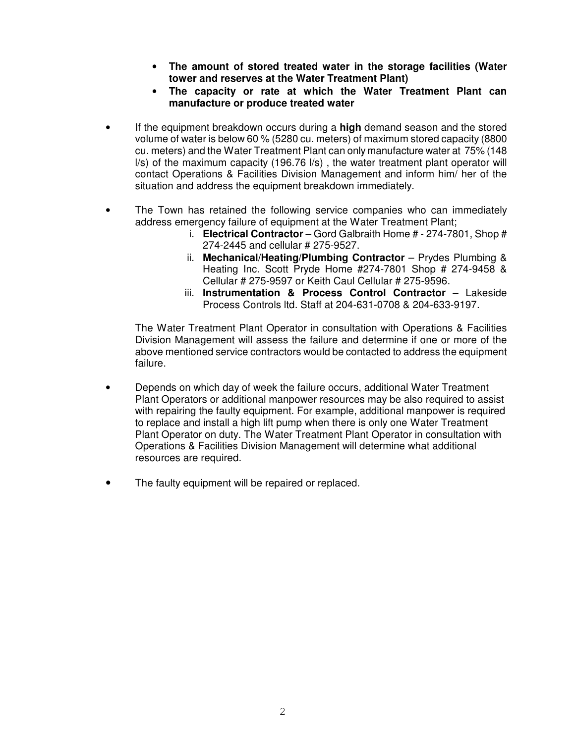- **The amount of stored treated water in the storage facilities (Water tower and reserves at the Water Treatment Plant)**
- **The capacity or rate at which the Water Treatment Plant can manufacture or produce treated water**

- If the equipment breakdown occurs during a **high** demand season and the stored volume of water is below 60 % (5280 cu. meters) of maximum stored capacity (8800 cu. meters) and the Water Treatment Plant can only manufacture water at 75% (148 l/s) of the maximum capacity (196.76 l/s) , the water treatment plant operator will contact Operations & Facilities Division Management and inform him/ her of the situation and address the equipment breakdown immediately.

- The Town has retained the following service companies who can immediately address emergency failure of equipment at the Water Treatment Plant;
  i. **Electrical Contractor** – Gord Galbraith Home # - 274-7801, Shop # 274-2445 and cellular # 275-9527.
  ii. **Mechanical/Heating/Plumbing Contractor** – Prydes Plumbing & Heating Inc. Scott Pryde Home #274-7801 Shop # 274-9458 & Cellular # 275-9597 or Keith Caul Cellular # 275-9596.
  iii. **Instrumentation & Process Control Contractor** – Lakeside Process Controls ltd. Staff at 204-631-0708 & 204-633-9197.

  The Water Treatment Plant Operator in consultation with Operations & Facilities Division Management will assess the failure and determine if one or more of the above mentioned service contractors would be contacted to address the equipment failure.

- Depends on which day of week the failure occurs, additional Water Treatment Plant Operators or additional manpower resources may be also required to assist with repairing the faulty equipment. For example, additional manpower is required to replace and install a high lift pump when there is only one Water Treatment Plant Operator on duty. The Water Treatment Plant Operator in consultation with Operations & Facilities Division Management will determine what additional resources are required.

- The faulty equipment will be repaired or replaced.